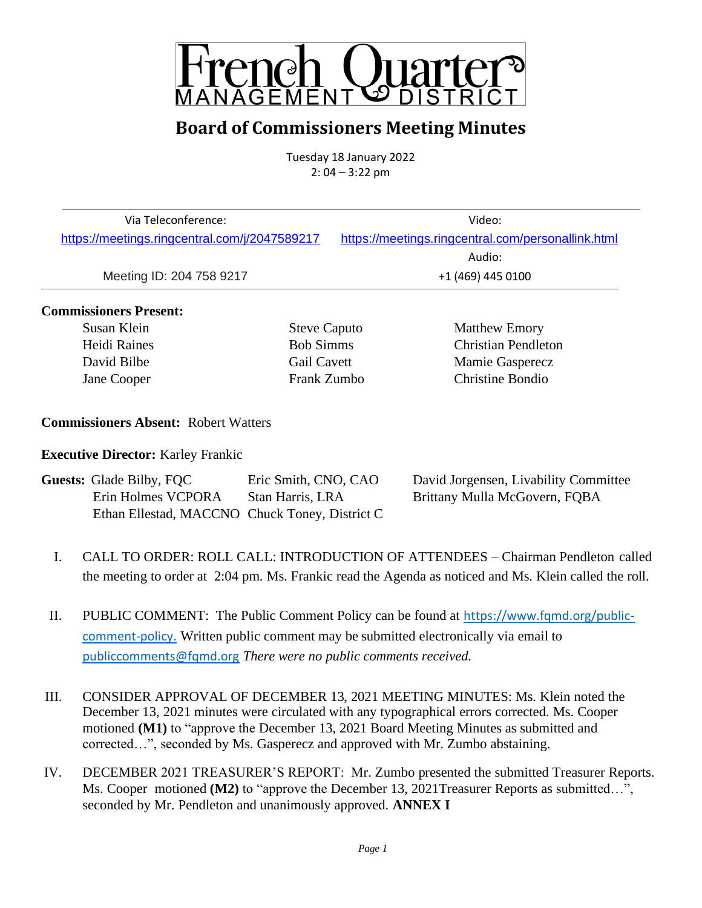# French Quarter MANAGEMENT DISTRICT

## Board of Commissioners Meeting Minutes

Tuesday 18 January 2022
2: 04 – 3:22 pm

| Via Teleconference: | Video: |
|---|---|
| https://meetings.ringcentral.com/j/2047589217 | https://meetings.ringcentral.com/personallink.html |
| | Audio: |
| Meeting ID: 204 758 9217 | +1 (469) 445 0100 |

**Commissioners Present:**

| | | |
|---|---|---|
| Susan Klein | Steve Caputo | Matthew Emory |
| Heidi Raines | Bob Simms | Christian Pendleton |
| David Bilbe | Gail Cavett | Mamie Gasperecz |
| Jane Cooper | Frank Zumbo | Christine Bondio |

**Commissioners Absent:** Robert Watters

**Executive Director:** Karley Frankic

**Guests:**

| | | |
|---|---|---|
| Glade Bilby, FQC | Eric Smith, CNO, CAO | David Jorgensen, Livability Committee |
| Erin Holmes VCPORA | Stan Harris, LRA | Brittany Mulla McGovern, FQBA |
| Ethan Ellestad, MACCNO | Chuck Toney, District C | |

I. CALL TO ORDER: ROLL CALL: INTRODUCTION OF ATTENDEES – Chairman Pendleton called the meeting to order at 2:04 pm. Ms. Frankic read the Agenda as noticed and Ms. Klein called the roll.

II. PUBLIC COMMENT: The Public Comment Policy can be found at https://www.fqmd.org/public-comment-policy. Written public comment may be submitted electronically via email to publiccomments@fqmd.org *There were no public comments received.*

III. CONSIDER APPROVAL OF DECEMBER 13, 2021 MEETING MINUTES: Ms. Klein noted the December 13, 2021 minutes were circulated with any typographical errors corrected. Ms. Cooper motioned **(M1)** to "approve the December 13, 2021 Board Meeting Minutes as submitted and corrected…", seconded by Ms. Gasperecz and approved with Mr. Zumbo abstaining.

IV. DECEMBER 2021 TREASURER'S REPORT: Mr. Zumbo presented the submitted Treasurer Reports. Ms. Cooper motioned **(M2)** to "approve the December 13, 2021Treasurer Reports as submitted…", seconded by Mr. Pendleton and unanimously approved. **ANNEX I**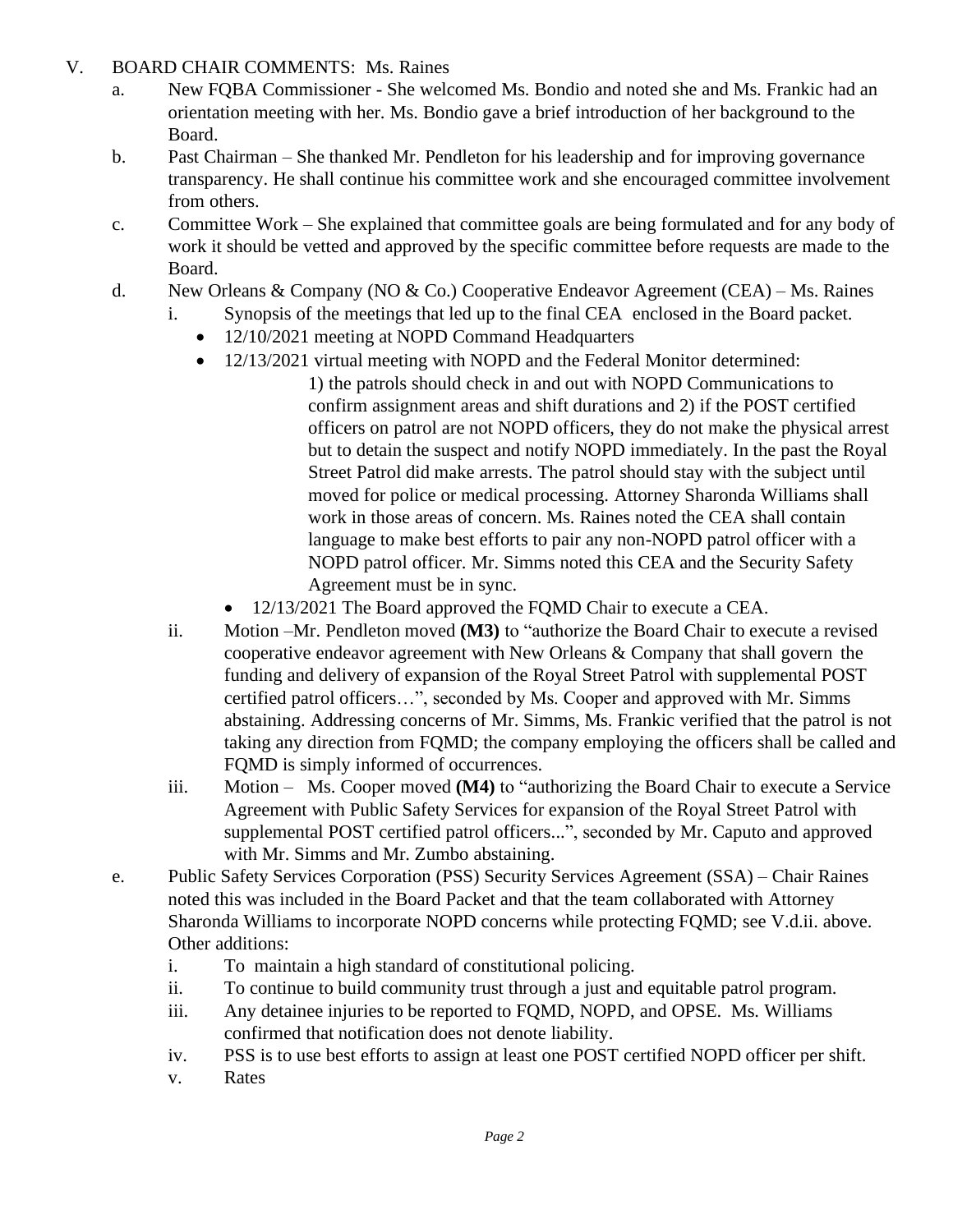V. BOARD CHAIR COMMENTS: Ms. Raines

a. New FQBA Commissioner - She welcomed Ms. Bondio and noted she and Ms. Frankic had an orientation meeting with her. Ms. Bondio gave a brief introduction of her background to the Board.

b. Past Chairman – She thanked Mr. Pendleton for his leadership and for improving governance transparency. He shall continue his committee work and she encouraged committee involvement from others.

c. Committee Work – She explained that committee goals are being formulated and for any body of work it should be vetted and approved by the specific committee before requests are made to the Board.

d. New Orleans & Company (NO & Co.) Cooperative Endeavor Agreement (CEA) – Ms. Raines

   i. Synopsis of the meetings that led up to the final CEA enclosed in the Board packet.

   - 12/10/2021 meeting at NOPD Command Headquarters
   - 12/13/2021 virtual meeting with NOPD and the Federal Monitor determined:

     1) the patrols should check in and out with NOPD Communications to confirm assignment areas and shift durations and 2) if the POST certified officers on patrol are not NOPD officers, they do not make the physical arrest but to detain the suspect and notify NOPD immediately. In the past the Royal Street Patrol did make arrests. The patrol should stay with the subject until moved for police or medical processing. Attorney Sharonda Williams shall work in those areas of concern. Ms. Raines noted the CEA shall contain language to make best efforts to pair any non-NOPD patrol officer with a NOPD patrol officer. Mr. Simms noted this CEA and the Security Safety Agreement must be in sync.

   - 12/13/2021 The Board approved the FQMD Chair to execute a CEA.

   ii. Motion –Mr. Pendleton moved **(M3)** to "authorize the Board Chair to execute a revised cooperative endeavor agreement with New Orleans & Company that shall govern the funding and delivery of expansion of the Royal Street Patrol with supplemental POST certified patrol officers…", seconded by Ms. Cooper and approved with Mr. Simms abstaining. Addressing concerns of Mr. Simms, Ms. Frankic verified that the patrol is not taking any direction from FQMD; the company employing the officers shall be called and FQMD is simply informed of occurrences.

   iii. Motion – Ms. Cooper moved **(M4)** to "authorizing the Board Chair to execute a Service Agreement with Public Safety Services for expansion of the Royal Street Patrol with supplemental POST certified patrol officers...", seconded by Mr. Caputo and approved with Mr. Simms and Mr. Zumbo abstaining.

e. Public Safety Services Corporation (PSS) Security Services Agreement (SSA) – Chair Raines noted this was included in the Board Packet and that the team collaborated with Attorney Sharonda Williams to incorporate NOPD concerns while protecting FQMD; see V.d.ii. above. Other additions:

   i. To maintain a high standard of constitutional policing.

   ii. To continue to build community trust through a just and equitable patrol program.

   iii. Any detainee injuries to be reported to FQMD, NOPD, and OPSE. Ms. Williams confirmed that notification does not denote liability.

   iv. PSS is to use best efforts to assign at least one POST certified NOPD officer per shift.

   v. Rates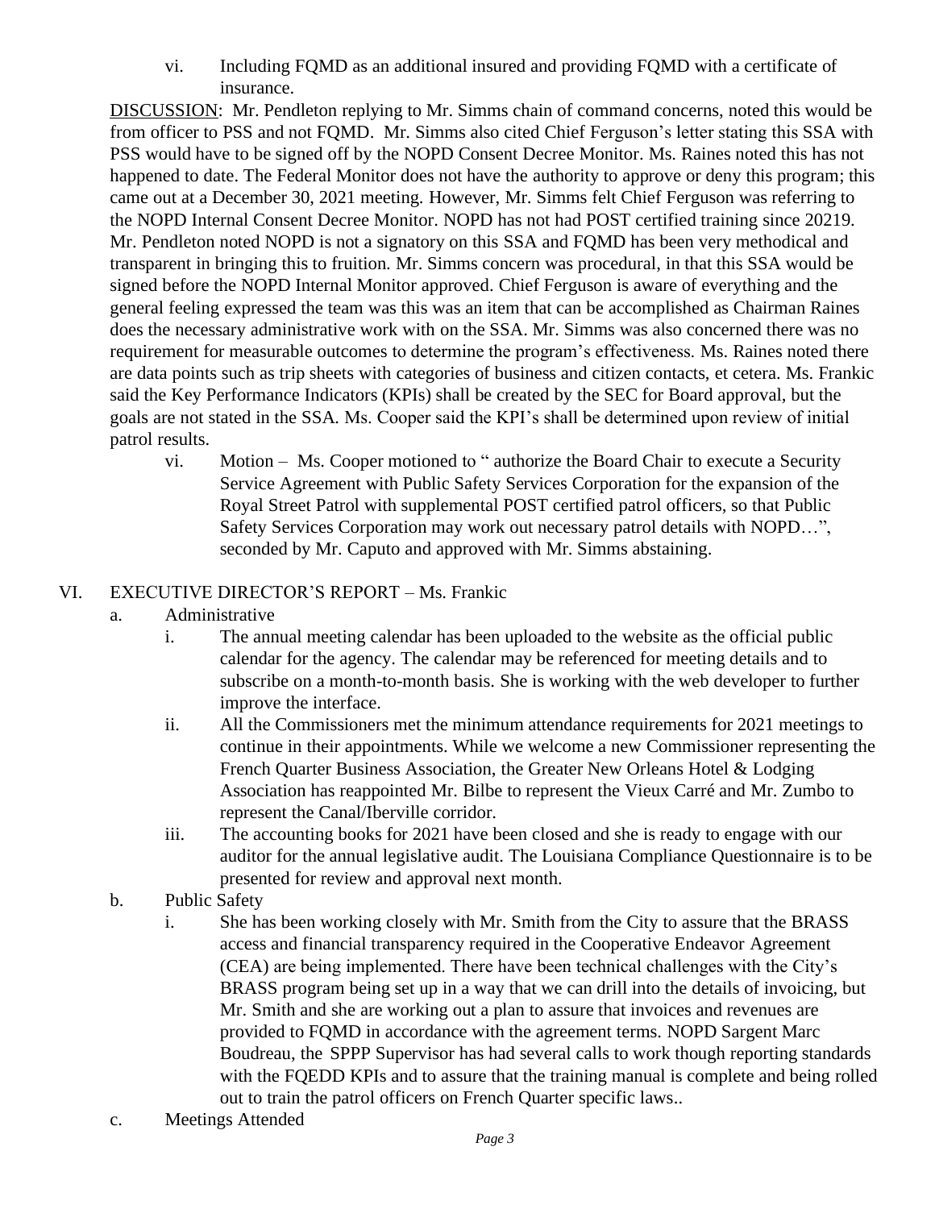vi. Including FQMD as an additional insured and providing FQMD with a certificate of insurance.

DISCUSSION: Mr. Pendleton replying to Mr. Simms chain of command concerns, noted this would be from officer to PSS and not FQMD. Mr. Simms also cited Chief Ferguson's letter stating this SSA with PSS would have to be signed off by the NOPD Consent Decree Monitor. Ms. Raines noted this has not happened to date. The Federal Monitor does not have the authority to approve or deny this program; this came out at a December 30, 2021 meeting. However, Mr. Simms felt Chief Ferguson was referring to the NOPD Internal Consent Decree Monitor. NOPD has not had POST certified training since 20219. Mr. Pendleton noted NOPD is not a signatory on this SSA and FQMD has been very methodical and transparent in bringing this to fruition. Mr. Simms concern was procedural, in that this SSA would be signed before the NOPD Internal Monitor approved. Chief Ferguson is aware of everything and the general feeling expressed the team was this was an item that can be accomplished as Chairman Raines does the necessary administrative work with on the SSA. Mr. Simms was also concerned there was no requirement for measurable outcomes to determine the program's effectiveness. Ms. Raines noted there are data points such as trip sheets with categories of business and citizen contacts, et cetera. Ms. Frankic said the Key Performance Indicators (KPIs) shall be created by the SEC for Board approval, but the goals are not stated in the SSA. Ms. Cooper said the KPI's shall be determined upon review of initial patrol results.

vi. Motion – Ms. Cooper motioned to " authorize the Board Chair to execute a Security Service Agreement with Public Safety Services Corporation for the expansion of the Royal Street Patrol with supplemental POST certified patrol officers, so that Public Safety Services Corporation may work out necessary patrol details with NOPD…", seconded by Mr. Caputo and approved with Mr. Simms abstaining.

## VI. EXECUTIVE DIRECTOR'S REPORT – Ms. Frankic

a. Administrative

i. The annual meeting calendar has been uploaded to the website as the official public calendar for the agency. The calendar may be referenced for meeting details and to subscribe on a month-to-month basis. She is working with the web developer to further improve the interface.

ii. All the Commissioners met the minimum attendance requirements for 2021 meetings to continue in their appointments. While we welcome a new Commissioner representing the French Quarter Business Association, the Greater New Orleans Hotel & Lodging Association has reappointed Mr. Bilbe to represent the Vieux Carré and Mr. Zumbo to represent the Canal/Iberville corridor.

iii. The accounting books for 2021 have been closed and she is ready to engage with our auditor for the annual legislative audit. The Louisiana Compliance Questionnaire is to be presented for review and approval next month.

b. Public Safety

i. She has been working closely with Mr. Smith from the City to assure that the BRASS access and financial transparency required in the Cooperative Endeavor Agreement (CEA) are being implemented. There have been technical challenges with the City's BRASS program being set up in a way that we can drill into the details of invoicing, but Mr. Smith and she are working out a plan to assure that invoices and revenues are provided to FQMD in accordance with the agreement terms. NOPD Sargent Marc Boudreau, the SPPP Supervisor has had several calls to work though reporting standards with the FQEDD KPIs and to assure that the training manual is complete and being rolled out to train the patrol officers on French Quarter specific laws..

c. Meetings Attended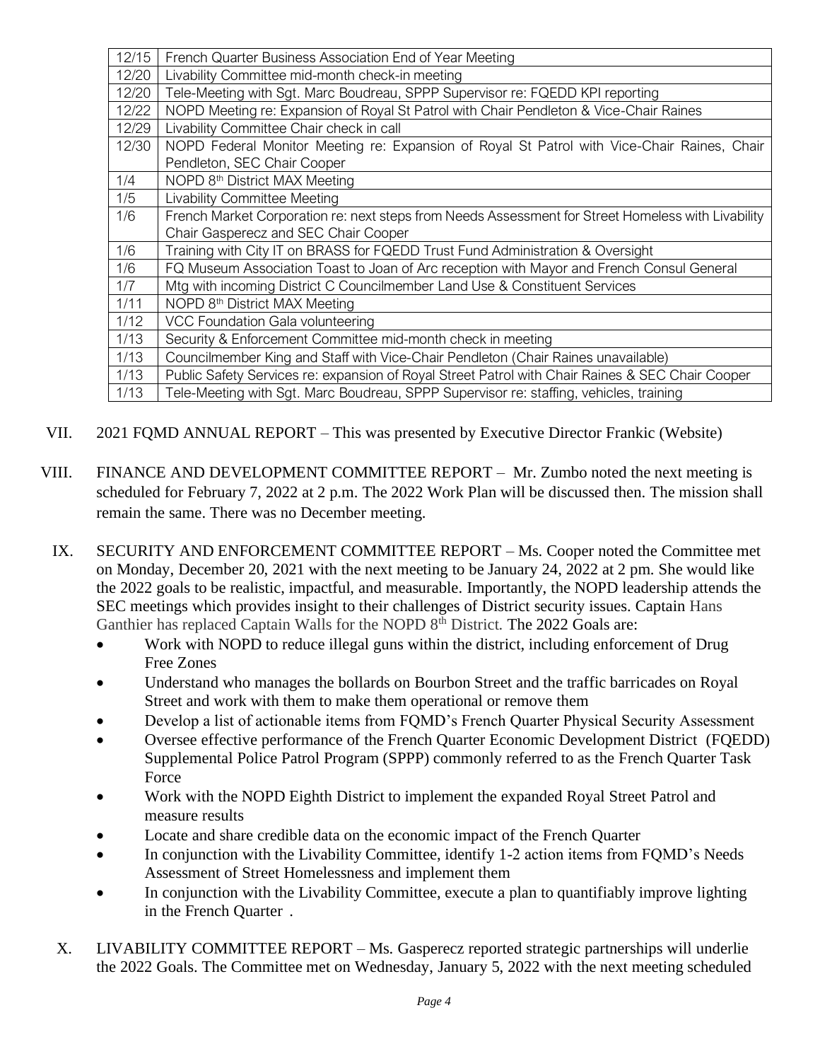| | |
|---|---|
| 12/15 | French Quarter Business Association End of Year Meeting |
| 12/20 | Livability Committee mid-month check-in meeting |
| 12/20 | Tele-Meeting with Sgt. Marc Boudreau, SPPP Supervisor re: FQEDD KPI reporting |
| 12/22 | NOPD Meeting re: Expansion of Royal St Patrol with Chair Pendleton & Vice-Chair Raines |
| 12/29 | Livability Committee Chair check in call |
| 12/30 | NOPD Federal Monitor Meeting re: Expansion of Royal St Patrol with Vice-Chair Raines, Chair Pendleton, SEC Chair Cooper |
| 1/4 | NOPD 8th District MAX Meeting |
| 1/5 | Livability Committee Meeting |
| 1/6 | French Market Corporation re: next steps from Needs Assessment for Street Homeless with Livability Chair Gasperecz and SEC Chair Cooper |
| 1/6 | Training with City IT on BRASS for FQEDD Trust Fund Administration & Oversight |
| 1/6 | FQ Museum Association Toast to Joan of Arc reception with Mayor and French Consul General |
| 1/7 | Mtg with incoming District C Councilmember Land Use & Constituent Services |
| 1/11 | NOPD 8th District MAX Meeting |
| 1/12 | VCC Foundation Gala volunteering |
| 1/13 | Security & Enforcement Committee mid-month check in meeting |
| 1/13 | Councilmember King and Staff with Vice-Chair Pendleton (Chair Raines unavailable) |
| 1/13 | Public Safety Services re: expansion of Royal Street Patrol with Chair Raines & SEC Chair Cooper |
| 1/13 | Tele-Meeting with Sgt. Marc Boudreau, SPPP Supervisor re: staffing, vehicles, training |

VII. 2021 FQMD ANNUAL REPORT – This was presented by Executive Director Frankic (Website)

VIII. FINANCE AND DEVELOPMENT COMMITTEE REPORT – Mr. Zumbo noted the next meeting is scheduled for February 7, 2022 at 2 p.m. The 2022 Work Plan will be discussed then. The mission shall remain the same. There was no December meeting.

IX. SECURITY AND ENFORCEMENT COMMITTEE REPORT – Ms. Cooper noted the Committee met on Monday, December 20, 2021 with the next meeting to be January 24, 2022 at 2 pm. She would like the 2022 goals to be realistic, impactful, and measurable. Importantly, the NOPD leadership attends the SEC meetings which provides insight to their challenges of District security issues. Captain Hans Ganthier has replaced Captain Walls for the NOPD 8th District. The 2022 Goals are:

- Work with NOPD to reduce illegal guns within the district, including enforcement of Drug Free Zones
- Understand who manages the bollards on Bourbon Street and the traffic barricades on Royal Street and work with them to make them operational or remove them
- Develop a list of actionable items from FQMD's French Quarter Physical Security Assessment
- Oversee effective performance of the French Quarter Economic Development District (FQEDD) Supplemental Police Patrol Program (SPPP) commonly referred to as the French Quarter Task Force
- Work with the NOPD Eighth District to implement the expanded Royal Street Patrol and measure results
- Locate and share credible data on the economic impact of the French Quarter
- In conjunction with the Livability Committee, identify 1-2 action items from FQMD's Needs Assessment of Street Homelessness and implement them
- In conjunction with the Livability Committee, execute a plan to quantifiably improve lighting in the French Quarter .

X. LIVABILITY COMMITTEE REPORT – Ms. Gasperecz reported strategic partnerships will underlie the 2022 Goals. The Committee met on Wednesday, January 5, 2022 with the next meeting scheduled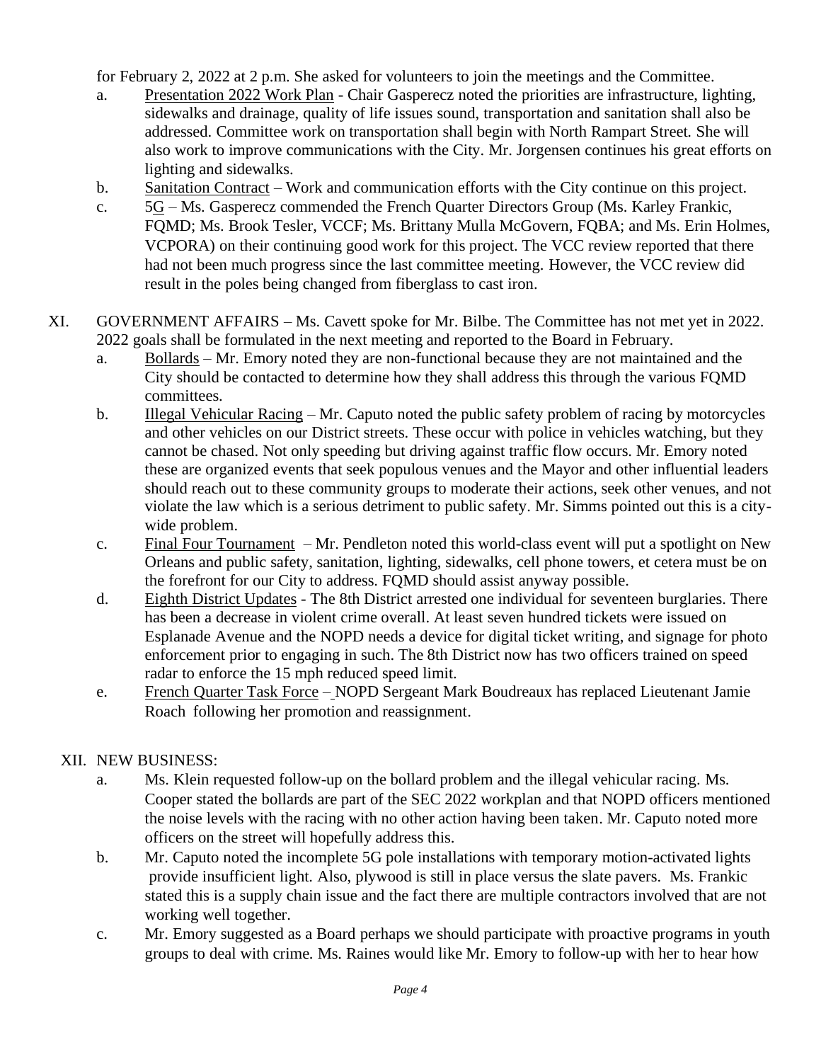for February 2, 2022 at 2 p.m. She asked for volunteers to join the meetings and the Committee.

a. Presentation 2022 Work Plan - Chair Gasperecz noted the priorities are infrastructure, lighting, sidewalks and drainage, quality of life issues sound, transportation and sanitation shall also be addressed. Committee work on transportation shall begin with North Rampart Street. She will also work to improve communications with the City. Mr. Jorgensen continues his great efforts on lighting and sidewalks.

b. Sanitation Contract – Work and communication efforts with the City continue on this project.

c. 5G – Ms. Gasperecz commended the French Quarter Directors Group (Ms. Karley Frankic, FQMD; Ms. Brook Tesler, VCCF; Ms. Brittany Mulla McGovern, FQBA; and Ms. Erin Holmes, VCPORA) on their continuing good work for this project. The VCC review reported that there had not been much progress since the last committee meeting. However, the VCC review did result in the poles being changed from fiberglass to cast iron.

XI. GOVERNMENT AFFAIRS – Ms. Cavett spoke for Mr. Bilbe. The Committee has not met yet in 2022. 2022 goals shall be formulated in the next meeting and reported to the Board in February.

a. Bollards – Mr. Emory noted they are non-functional because they are not maintained and the City should be contacted to determine how they shall address this through the various FQMD committees.

b. Illegal Vehicular Racing – Mr. Caputo noted the public safety problem of racing by motorcycles and other vehicles on our District streets. These occur with police in vehicles watching, but they cannot be chased. Not only speeding but driving against traffic flow occurs. Mr. Emory noted these are organized events that seek populous venues and the Mayor and other influential leaders should reach out to these community groups to moderate their actions, seek other venues, and not violate the law which is a serious detriment to public safety. Mr. Simms pointed out this is a city-wide problem.

c. Final Four Tournament – Mr. Pendleton noted this world-class event will put a spotlight on New Orleans and public safety, sanitation, lighting, sidewalks, cell phone towers, et cetera must be on the forefront for our City to address. FQMD should assist anyway possible.

d. Eighth District Updates - The 8th District arrested one individual for seventeen burglaries. There has been a decrease in violent crime overall. At least seven hundred tickets were issued on Esplanade Avenue and the NOPD needs a device for digital ticket writing, and signage for photo enforcement prior to engaging in such. The 8th District now has two officers trained on speed radar to enforce the 15 mph reduced speed limit.

e. French Quarter Task Force – NOPD Sergeant Mark Boudreaux has replaced Lieutenant Jamie Roach following her promotion and reassignment.

XII. NEW BUSINESS:

a. Ms. Klein requested follow-up on the bollard problem and the illegal vehicular racing. Ms. Cooper stated the bollards are part of the SEC 2022 workplan and that NOPD officers mentioned the noise levels with the racing with no other action having been taken. Mr. Caputo noted more officers on the street will hopefully address this.

b. Mr. Caputo noted the incomplete 5G pole installations with temporary motion-activated lights provide insufficient light. Also, plywood is still in place versus the slate pavers. Ms. Frankic stated this is a supply chain issue and the fact there are multiple contractors involved that are not working well together.

c. Mr. Emory suggested as a Board perhaps we should participate with proactive programs in youth groups to deal with crime. Ms. Raines would like Mr. Emory to follow-up with her to hear how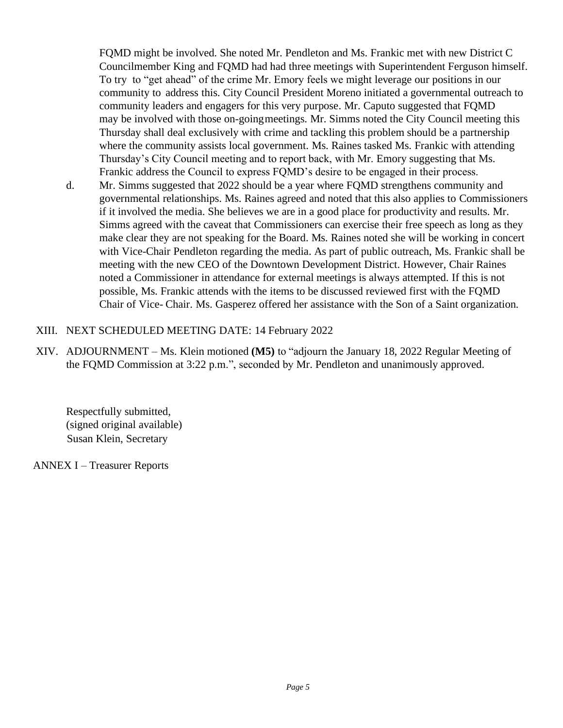FQMD might be involved. She noted Mr. Pendleton and Ms. Frankic met with new District C Councilmember King and FQMD had had three meetings with Superintendent Ferguson himself. To try to "get ahead" of the crime Mr. Emory feels we might leverage our positions in our community to address this. City Council President Moreno initiated a governmental outreach to community leaders and engagers for this very purpose. Mr. Caputo suggested that FQMD may be involved with those on-going meetings. Mr. Simms noted the City Council meeting this Thursday shall deal exclusively with crime and tackling this problem should be a partnership where the community assists local government. Ms. Raines tasked Ms. Frankic with attending Thursday's City Council meeting and to report back, with Mr. Emory suggesting that Ms. Frankic address the Council to express FQMD's desire to be engaged in their process.

d. Mr. Simms suggested that 2022 should be a year where FQMD strengthens community and governmental relationships. Ms. Raines agreed and noted that this also applies to Commissioners if it involved the media. She believes we are in a good place for productivity and results. Mr. Simms agreed with the caveat that Commissioners can exercise their free speech as long as they make clear they are not speaking for the Board. Ms. Raines noted she will be working in concert with Vice-Chair Pendleton regarding the media. As part of public outreach, Ms. Frankic shall be meeting with the new CEO of the Downtown Development District. However, Chair Raines noted a Commissioner in attendance for external meetings is always attempted. If this is not possible, Ms. Frankic attends with the items to be discussed reviewed first with the FQMD Chair of Vice- Chair. Ms. Gasperez offered her assistance with the Son of a Saint organization.

XIII. NEXT SCHEDULED MEETING DATE: 14 February 2022

XIV. ADJOURNMENT – Ms. Klein motioned **(M5)** to "adjourn the January 18, 2022 Regular Meeting of the FQMD Commission at 3:22 p.m.", seconded by Mr. Pendleton and unanimously approved.

Respectfully submitted,
(signed original available)
Susan Klein, Secretary

ANNEX I – Treasurer Reports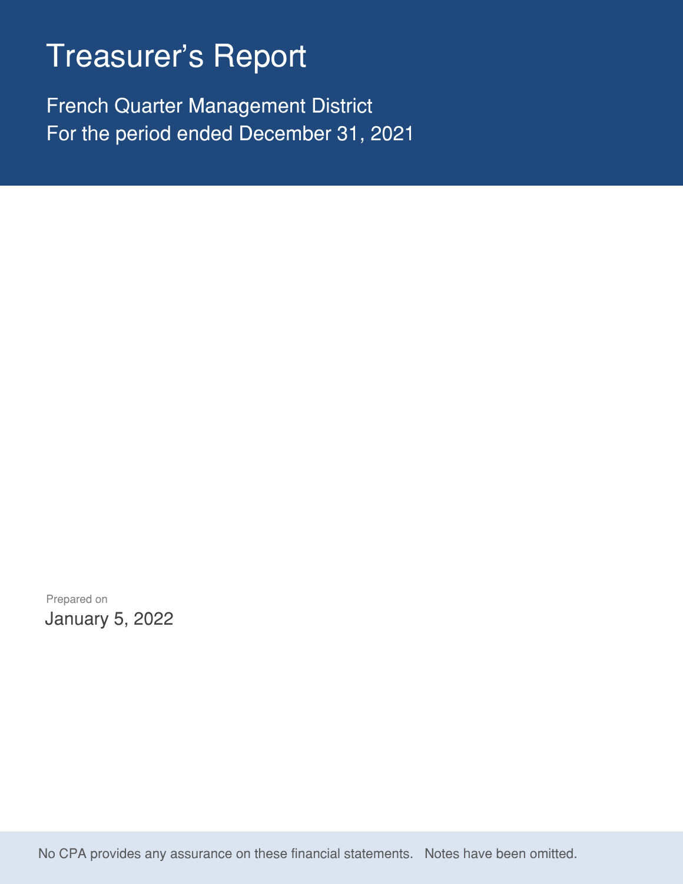# Treasurer's Report

French Quarter Management District
For the period ended December 31, 2021

Prepared on
January 5, 2022

No CPA provides any assurance on these financial statements. Notes have been omitted.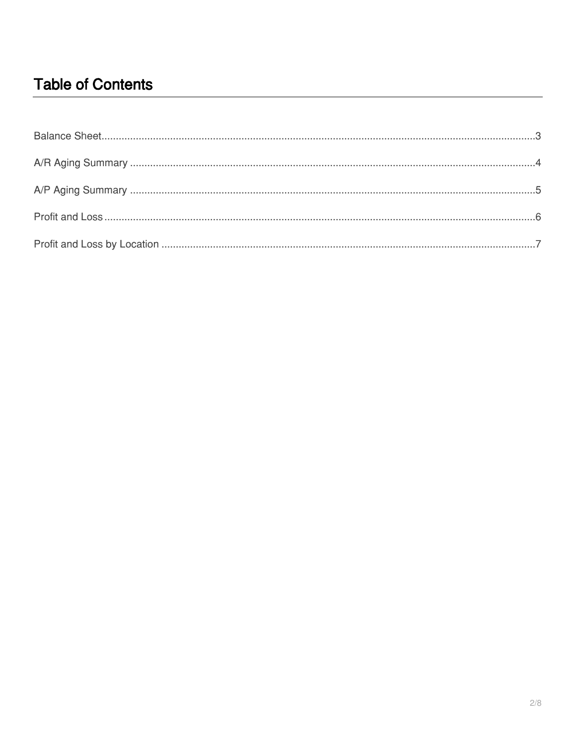# Table of Contents

Balance Sheet.......................................................................................................3

A/R Aging Summary ...............................................................................................4

A/P Aging Summary ...............................................................................................5

Profit and Loss.......................................................................................................6

Profit and Loss by Location ...................................................................................7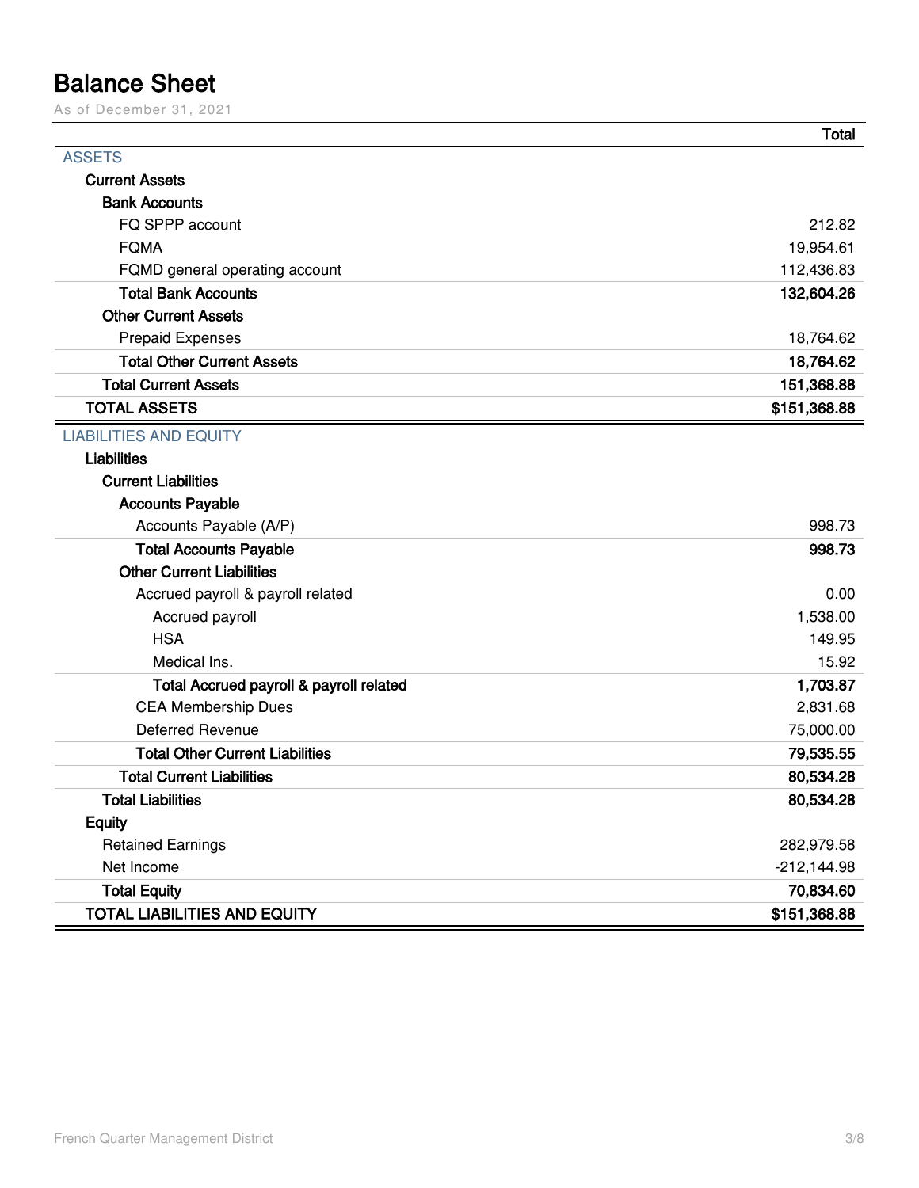# Balance Sheet

As of December 31, 2021

| | Total |
|---|---|
| **ASSETS** | |
| **Current Assets** | |
| **Bank Accounts** | |
| FQ SPPP account | 212.82 |
| FQMA | 19,954.61 |
| FQMD general operating account | 112,436.83 |
| **Total Bank Accounts** | **132,604.26** |
| **Other Current Assets** | |
| Prepaid Expenses | 18,764.62 |
| **Total Other Current Assets** | **18,764.62** |
| **Total Current Assets** | **151,368.88** |
| **TOTAL ASSETS** | **$151,368.88** |
| **LIABILITIES AND EQUITY** | |
| **Liabilities** | |
| **Current Liabilities** | |
| **Accounts Payable** | |
| Accounts Payable (A/P) | 998.73 |
| **Total Accounts Payable** | **998.73** |
| **Other Current Liabilities** | |
| Accrued payroll & payroll related | 0.00 |
| Accrued payroll | 1,538.00 |
| HSA | 149.95 |
| Medical Ins. | 15.92 |
| **Total Accrued payroll & payroll related** | **1,703.87** |
| CEA Membership Dues | 2,831.68 |
| Deferred Revenue | 75,000.00 |
| **Total Other Current Liabilities** | **79,535.55** |
| **Total Current Liabilities** | **80,534.28** |
| **Total Liabilities** | **80,534.28** |
| **Equity** | |
| Retained Earnings | 282,979.58 |
| Net Income | -212,144.98 |
| **Total Equity** | **70,834.60** |
| **TOTAL LIABILITIES AND EQUITY** | **$151,368.88** |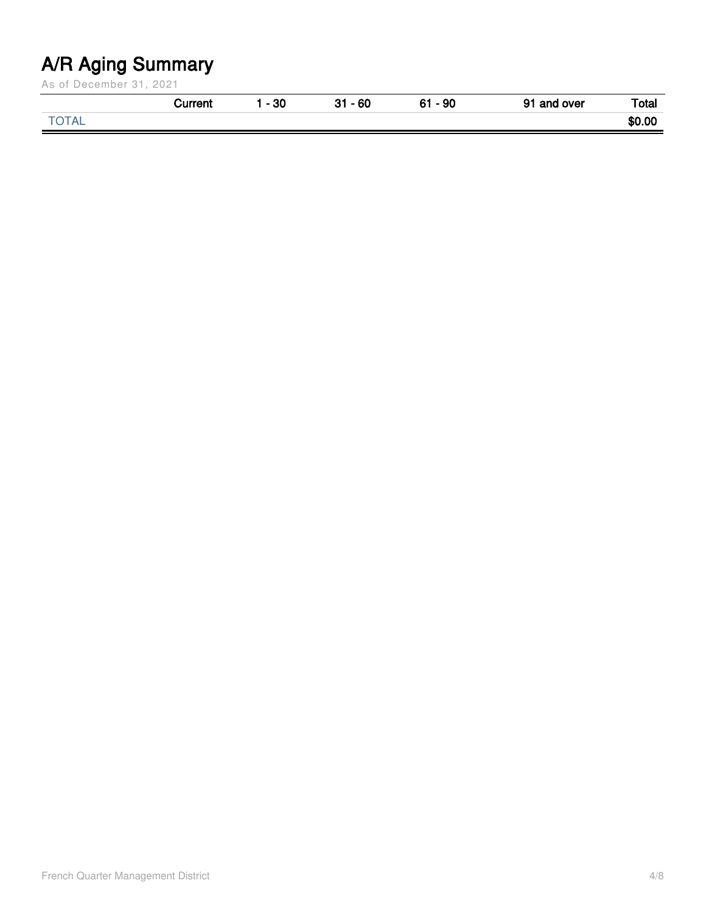# A/R Aging Summary

As of December 31, 2021

| | Current | 1 - 30 | 31 - 60 | 61 - 90 | 91 and over | Total |
|---|---|---|---|---|---|---|
| TOTAL | | | | | | **$0.00** |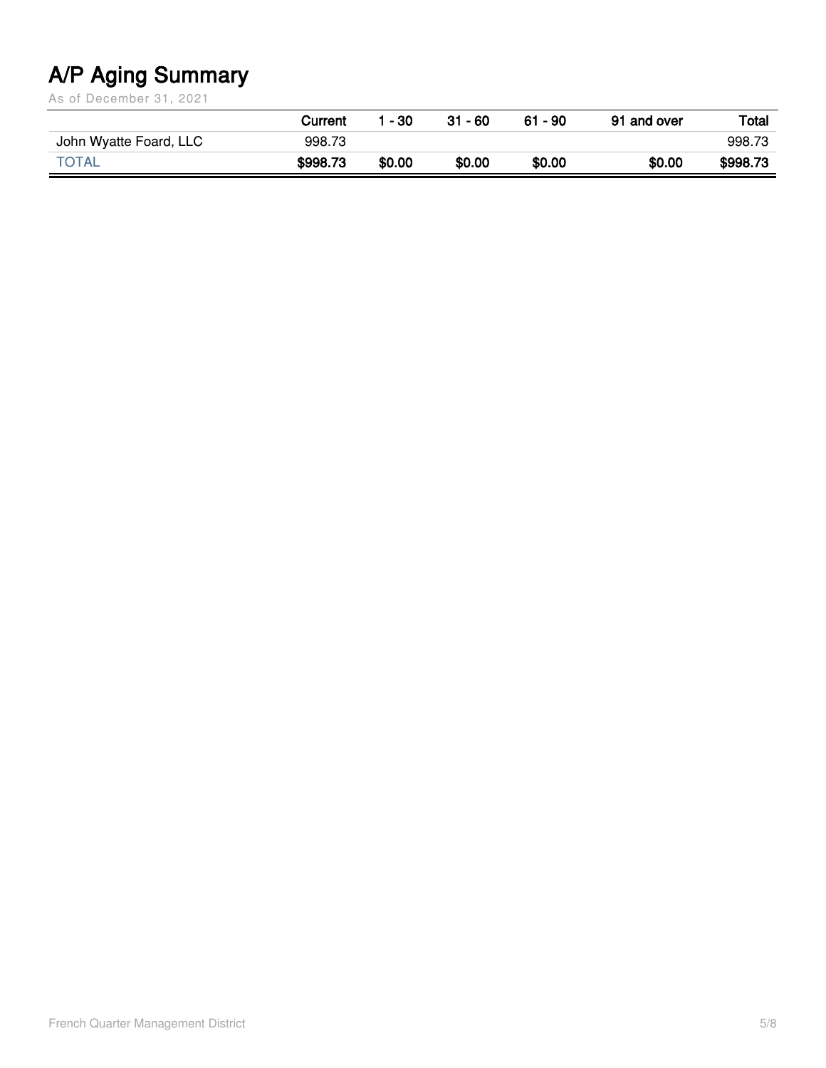# A/P Aging Summary

As of December 31, 2021

| | Current | 1 - 30 | 31 - 60 | 61 - 90 | 91 and over | Total |
|---|---|---|---|---|---|---|
| John Wyatte Foard, LLC | 998.73 | | | | | 998.73 |
| TOTAL | $998.73 | $0.00 | $0.00 | $0.00 | $0.00 | $998.73 |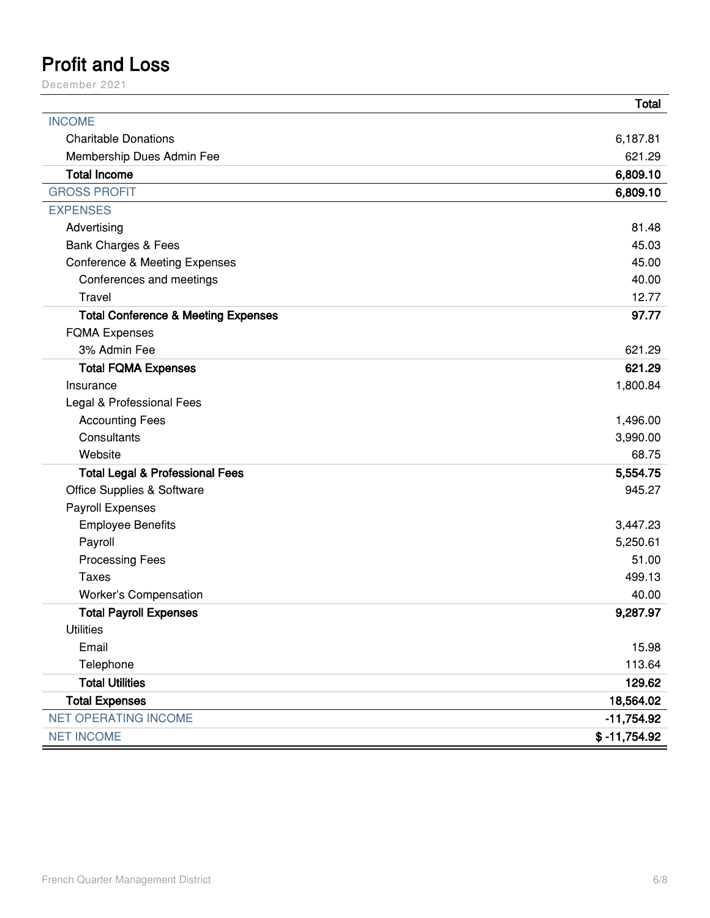# Profit and Loss

December 2021

| | Total |
|---|---|
| INCOME | |
| Charitable Donations | 6,187.81 |
| Membership Dues Admin Fee | 621.29 |
| **Total Income** | **6,809.10** |
| GROSS PROFIT | **6,809.10** |
| EXPENSES | |
| Advertising | 81.48 |
| Bank Charges & Fees | 45.03 |
| Conference & Meeting Expenses | 45.00 |
| Conferences and meetings | 40.00 |
| Travel | 12.77 |
| **Total Conference & Meeting Expenses** | **97.77** |
| FQMA Expenses | |
| 3% Admin Fee | 621.29 |
| **Total FQMA Expenses** | **621.29** |
| Insurance | 1,800.84 |
| Legal & Professional Fees | |
| Accounting Fees | 1,496.00 |
| Consultants | 3,990.00 |
| Website | 68.75 |
| **Total Legal & Professional Fees** | **5,554.75** |
| Office Supplies & Software | 945.27 |
| Payroll Expenses | |
| Employee Benefits | 3,447.23 |
| Payroll | 5,250.61 |
| Processing Fees | 51.00 |
| Taxes | 499.13 |
| Worker's Compensation | 40.00 |
| **Total Payroll Expenses** | **9,287.97** |
| Utilities | |
| Email | 15.98 |
| Telephone | 113.64 |
| **Total Utilities** | **129.62** |
| **Total Expenses** | **18,564.02** |
| NET OPERATING INCOME | **-11,754.92** |
| NET INCOME | **$ -11,754.92** |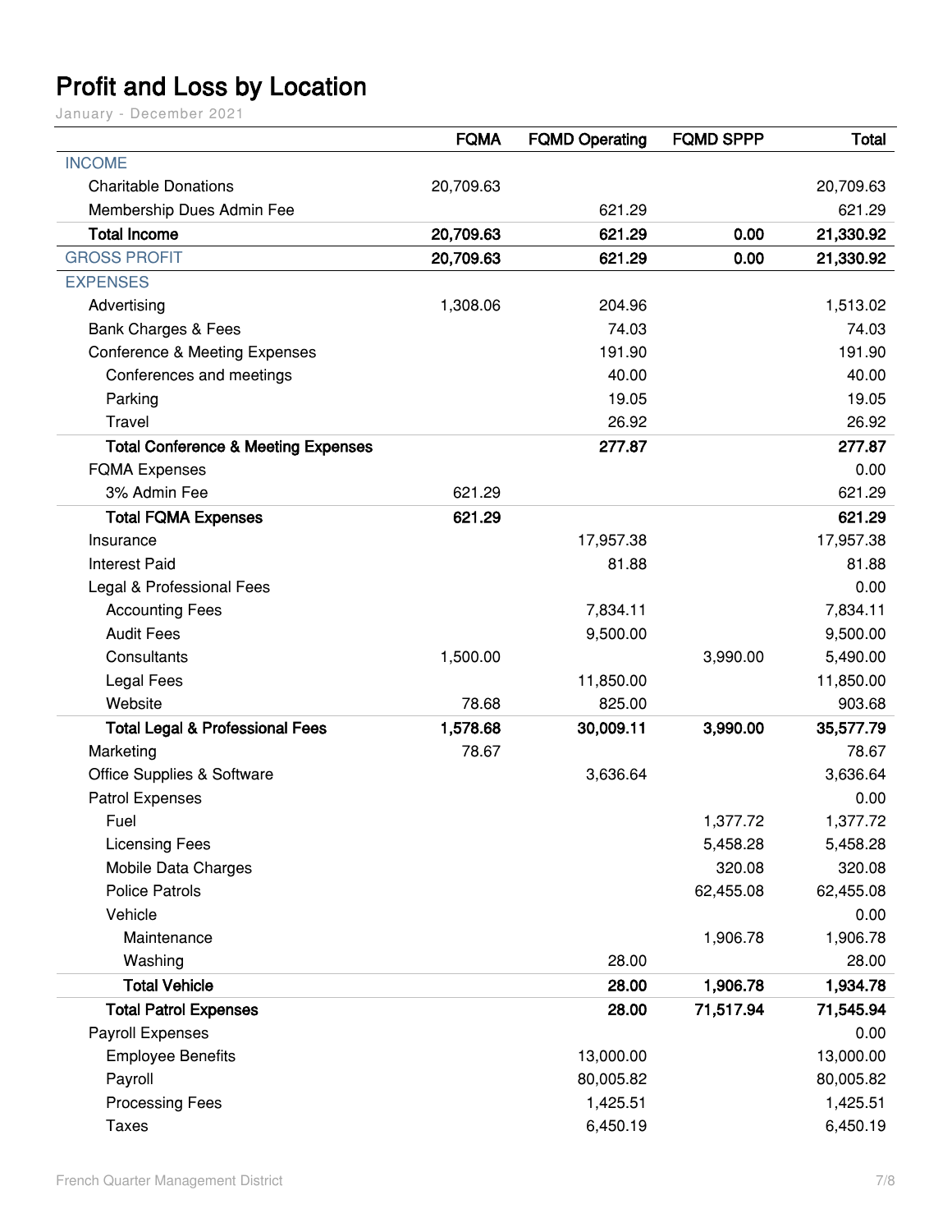# Profit and Loss by Location

January - December 2021

| | FQMA | FQMD Operating | FQMD SPPP | Total |
|---|---|---|---|---|
| INCOME | | | | |
| Charitable Donations | 20,709.63 | | | 20,709.63 |
| Membership Dues Admin Fee | | 621.29 | | 621.29 |
| **Total Income** | **20,709.63** | **621.29** | **0.00** | **21,330.92** |
| GROSS PROFIT | **20,709.63** | **621.29** | **0.00** | **21,330.92** |
| EXPENSES | | | | |
| Advertising | 1,308.06 | 204.96 | | 1,513.02 |
| Bank Charges & Fees | | 74.03 | | 74.03 |
| Conference & Meeting Expenses | | 191.90 | | 191.90 |
| Conferences and meetings | | 40.00 | | 40.00 |
| Parking | | 19.05 | | 19.05 |
| Travel | | 26.92 | | 26.92 |
| **Total Conference & Meeting Expenses** | | **277.87** | | **277.87** |
| FQMA Expenses | | | | 0.00 |
| 3% Admin Fee | 621.29 | | | 621.29 |
| **Total FQMA Expenses** | **621.29** | | | **621.29** |
| Insurance | | 17,957.38 | | 17,957.38 |
| Interest Paid | | 81.88 | | 81.88 |
| Legal & Professional Fees | | | | 0.00 |
| Accounting Fees | | 7,834.11 | | 7,834.11 |
| Audit Fees | | 9,500.00 | | 9,500.00 |
| Consultants | 1,500.00 | | 3,990.00 | 5,490.00 |
| Legal Fees | | 11,850.00 | | 11,850.00 |
| Website | 78.68 | 825.00 | | 903.68 |
| **Total Legal & Professional Fees** | **1,578.68** | **30,009.11** | **3,990.00** | **35,577.79** |
| Marketing | 78.67 | | | 78.67 |
| Office Supplies & Software | | 3,636.64 | | 3,636.64 |
| Patrol Expenses | | | | 0.00 |
| Fuel | | | 1,377.72 | 1,377.72 |
| Licensing Fees | | | 5,458.28 | 5,458.28 |
| Mobile Data Charges | | | 320.08 | 320.08 |
| Police Patrols | | | 62,455.08 | 62,455.08 |
| Vehicle | | | | 0.00 |
| Maintenance | | | 1,906.78 | 1,906.78 |
| Washing | | 28.00 | | 28.00 |
| **Total Vehicle** | | **28.00** | **1,906.78** | **1,934.78** |
| **Total Patrol Expenses** | | **28.00** | **71,517.94** | **71,545.94** |
| Payroll Expenses | | | | 0.00 |
| Employee Benefits | | 13,000.00 | | 13,000.00 |
| Payroll | | 80,005.82 | | 80,005.82 |
| Processing Fees | | 1,425.51 | | 1,425.51 |
| Taxes | | 6,450.19 | | 6,450.19 |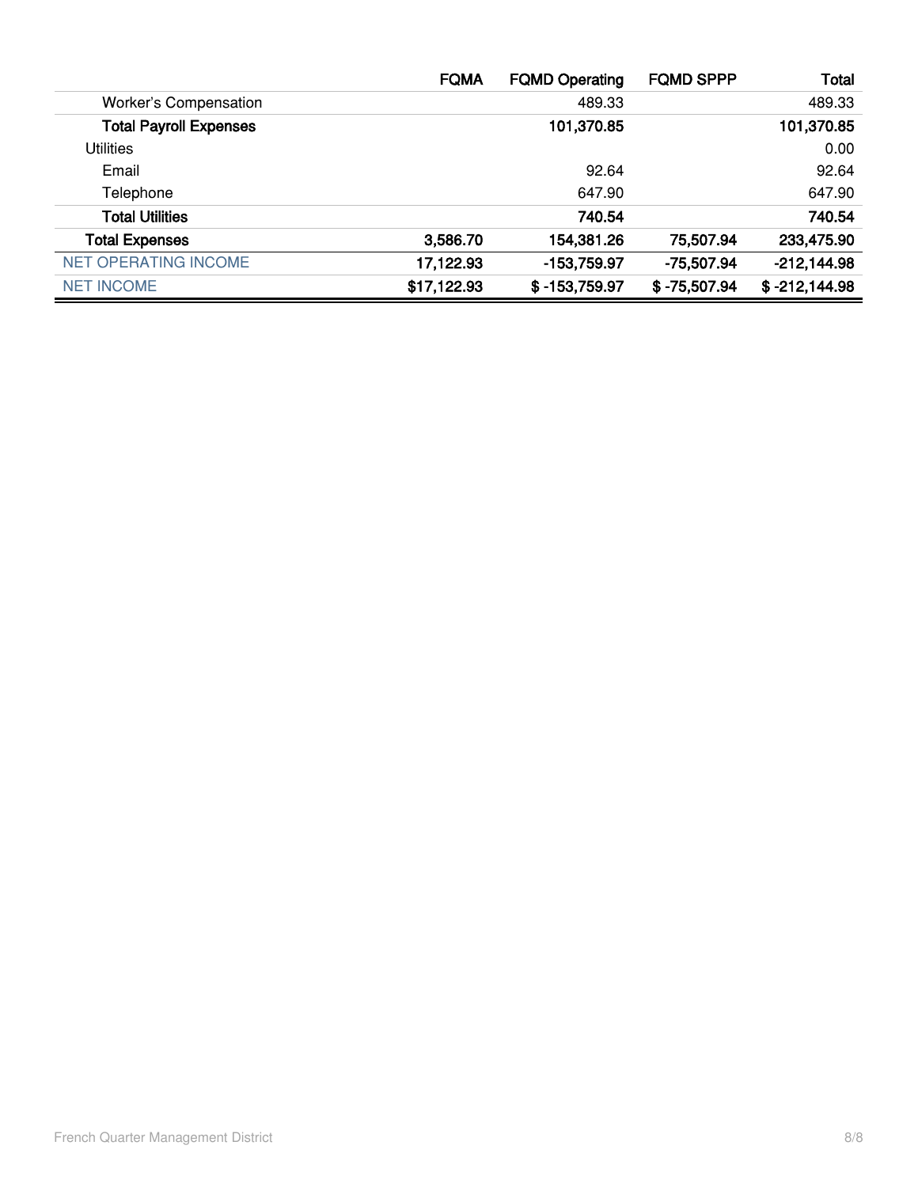| | FQMA | FQMD Operating | FQMD SPPP | Total |
|---|---|---|---|---|
| Worker's Compensation | | 489.33 | | 489.33 |
| **Total Payroll Expenses** | | **101,370.85** | | **101,370.85** |
| Utilities | | | | 0.00 |
| Email | | 92.64 | | 92.64 |
| Telephone | | 647.90 | | 647.90 |
| **Total Utilities** | | **740.54** | | **740.54** |
| **Total Expenses** | **3,586.70** | **154,381.26** | **75,507.94** | **233,475.90** |
| NET OPERATING INCOME | **17,122.93** | **-153,759.97** | **-75,507.94** | **-212,144.98** |
| NET INCOME | **$17,122.93** | **$ -153,759.97** | **$ -75,507.94** | **$ -212,144.98** |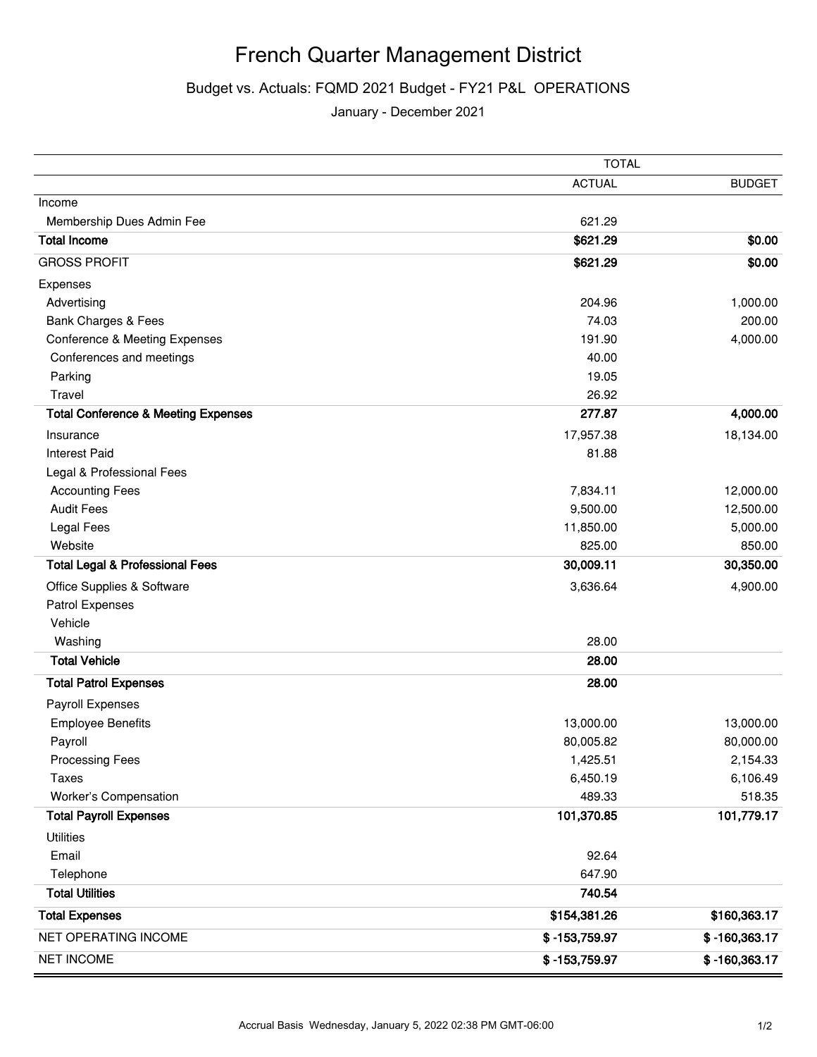# French Quarter Management District

## Budget vs. Actuals: FQMD 2021 Budget - FY21 P&L OPERATIONS

January - December 2021

| | TOTAL | |
|---|---|---|
| | ACTUAL | BUDGET |
| Income | | |
| Membership Dues Admin Fee | 621.29 | |
| **Total Income** | **$621.29** | **$0.00** |
| GROSS PROFIT | **$621.29** | **$0.00** |
| Expenses | | |
| Advertising | 204.96 | 1,000.00 |
| Bank Charges & Fees | 74.03 | 200.00 |
| Conference & Meeting Expenses | 191.90 | 4,000.00 |
| Conferences and meetings | 40.00 | |
| Parking | 19.05 | |
| Travel | 26.92 | |
| **Total Conference & Meeting Expenses** | **277.87** | **4,000.00** |
| Insurance | 17,957.38 | 18,134.00 |
| Interest Paid | 81.88 | |
| Legal & Professional Fees | | |
| Accounting Fees | 7,834.11 | 12,000.00 |
| Audit Fees | 9,500.00 | 12,500.00 |
| Legal Fees | 11,850.00 | 5,000.00 |
| Website | 825.00 | 850.00 |
| **Total Legal & Professional Fees** | **30,009.11** | **30,350.00** |
| Office Supplies & Software | 3,636.64 | 4,900.00 |
| Patrol Expenses | | |
| Vehicle | | |
| Washing | 28.00 | |
| **Total Vehicle** | **28.00** | |
| **Total Patrol Expenses** | **28.00** | |
| Payroll Expenses | | |
| Employee Benefits | 13,000.00 | 13,000.00 |
| Payroll | 80,005.82 | 80,000.00 |
| Processing Fees | 1,425.51 | 2,154.33 |
| Taxes | 6,450.19 | 6,106.49 |
| Worker's Compensation | 489.33 | 518.35 |
| **Total Payroll Expenses** | **101,370.85** | **101,779.17** |
| Utilities | | |
| Email | 92.64 | |
| Telephone | 647.90 | |
| **Total Utilities** | **740.54** | |
| **Total Expenses** | **$154,381.26** | **$160,363.17** |
| NET OPERATING INCOME | **$ -153,759.97** | **$ -160,363.17** |
| NET INCOME | **$ -153,759.97** | **$ -160,363.17** |

Accrual Basis Wednesday, January 5, 2022 02:38 PM GMT-06:00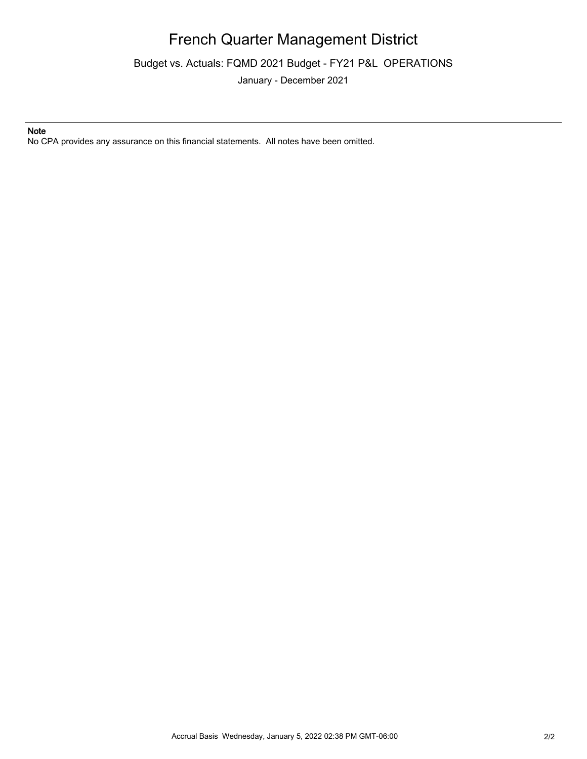# French Quarter Management District

Budget vs. Actuals: FQMD 2021 Budget - FY21 P&L OPERATIONS

January - December 2021

**Note**

No CPA provides any assurance on this financial statements. All notes have been omitted.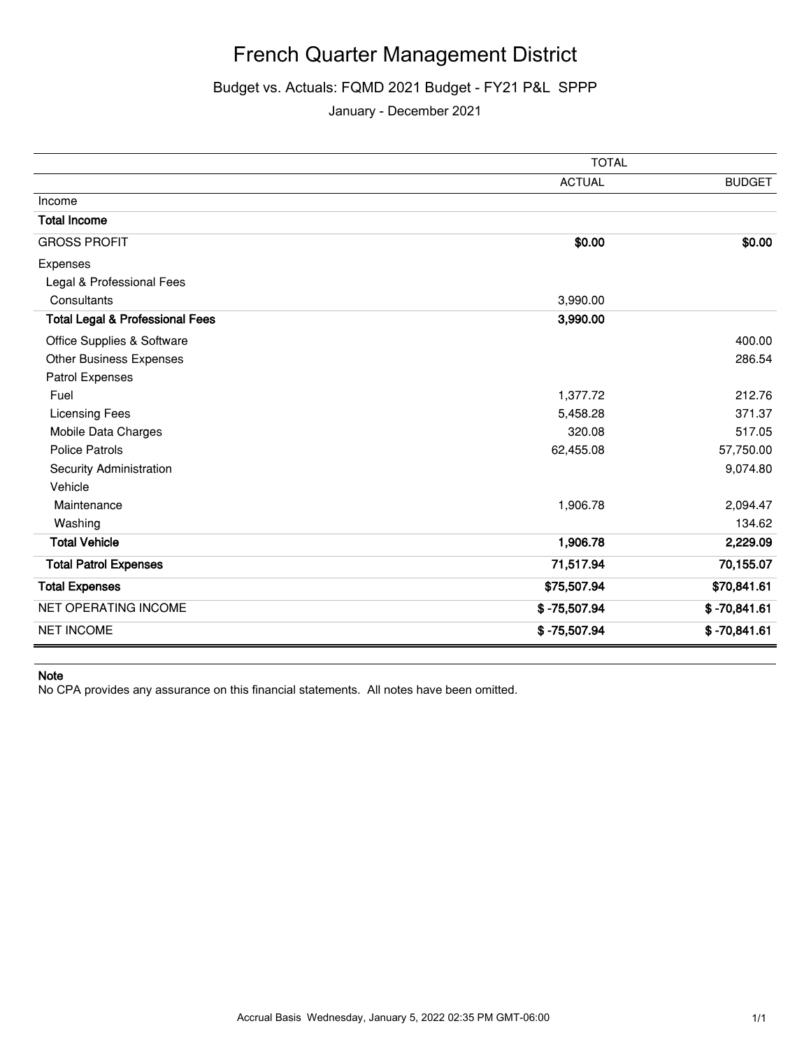# French Quarter Management District

## Budget vs. Actuals: FQMD 2021 Budget - FY21 P&L SPPP

January - December 2021

| | TOTAL | |
|---|---|---|
| | ACTUAL | BUDGET |
| Income | | |
| **Total Income** | | |
| GROSS PROFIT | **$0.00** | **$0.00** |
| Expenses | | |
| Legal & Professional Fees | | |
| Consultants | 3,990.00 | |
| **Total Legal & Professional Fees** | **3,990.00** | |
| Office Supplies & Software | | 400.00 |
| Other Business Expenses | | 286.54 |
| Patrol Expenses | | |
| Fuel | 1,377.72 | 212.76 |
| Licensing Fees | 5,458.28 | 371.37 |
| Mobile Data Charges | 320.08 | 517.05 |
| Police Patrols | 62,455.08 | 57,750.00 |
| Security Administration | | 9,074.80 |
| Vehicle | | |
| Maintenance | 1,906.78 | 2,094.47 |
| Washing | | 134.62 |
| **Total Vehicle** | **1,906.78** | **2,229.09** |
| **Total Patrol Expenses** | **71,517.94** | **70,155.07** |
| **Total Expenses** | **$75,507.94** | **$70,841.61** |
| NET OPERATING INCOME | **$ -75,507.94** | **$ -70,841.61** |
| NET INCOME | **$ -75,507.94** | **$ -70,841.61** |

**Note**

No CPA provides any assurance on this financial statements. All notes have been omitted.

Accrual Basis Wednesday, January 5, 2022 02:35 PM GMT-06:00